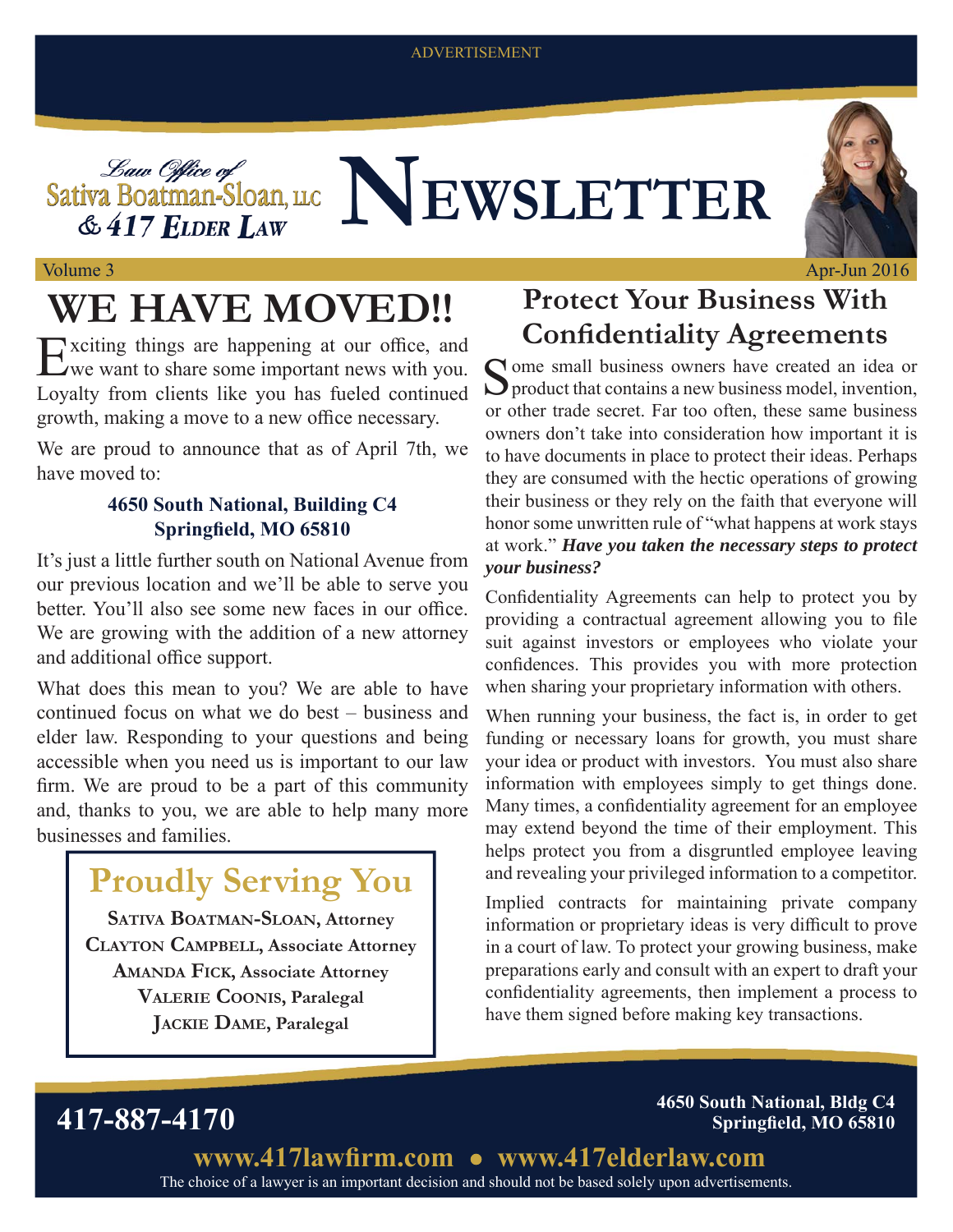ADVERTISEMENT

Law Office of Sativa Boatman-Sloan, LLC & 417 Elder Law

# NEWSLETTER

Volume 3 — Apr-Jun 2016

## WE HAVE MOVED!!

Exciting things are happening at our office, and we want to share some important news with you. Loyalty from clients like you has fueled continued growth, making a move to a new office necessary.

We are proud to announce that as of April 7th, we have moved to:

**4650 South National, Building C4**
**Springfield, MO 65810**

It's just a little further south on National Avenue from our previous location and we'll be able to serve you better. You'll also see some new faces in our office. We are growing with the addition of a new attorney and additional office support.

What does this mean to you? We are able to have continued focus on what we do best – business and elder law. Responding to your questions and being accessible when you need us is important to our law firm. We are proud to be a part of this community and, thanks to you, we are able to help many more businesses and families.

### Proudly Serving You

**Sativa Boatman-Sloan, Attorney**
**Clayton Campbell, Associate Attorney**
**Amanda Fick, Associate Attorney**
**Valerie Coonis, Paralegal**
**Jackie Dame, Paralegal**

## Protect Your Business With Confidentiality Agreements

Some small business owners have created an idea or product that contains a new business model, invention, or other trade secret. Far too often, these same business owners don't take into consideration how important it is to have documents in place to protect their ideas. Perhaps they are consumed with the hectic operations of growing their business or they rely on the faith that everyone will honor some unwritten rule of "what happens at work stays at work." ***Have you taken the necessary steps to protect your business?***

Confidentiality Agreements can help to protect you by providing a contractual agreement allowing you to file suit against investors or employees who violate your confidences. This provides you with more protection when sharing your proprietary information with others.

When running your business, the fact is, in order to get funding or necessary loans for growth, you must share your idea or product with investors. You must also share information with employees simply to get things done. Many times, a confidentiality agreement for an employee may extend beyond the time of their employment. This helps protect you from a disgruntled employee leaving and revealing your privileged information to a competitor.

Implied contracts for maintaining private company information or proprietary ideas is very difficult to prove in a court of law. To protect your growing business, make preparations early and consult with an expert to draft your confidentiality agreements, then implement a process to have them signed before making key transactions.

**417-887-4170**

**4650 South National, Bldg C4**
**Springfield, MO 65810**

**www.417lawfirm.com • www.417elderlaw.com**

The choice of a lawyer is an important decision and should not be based solely upon advertisements.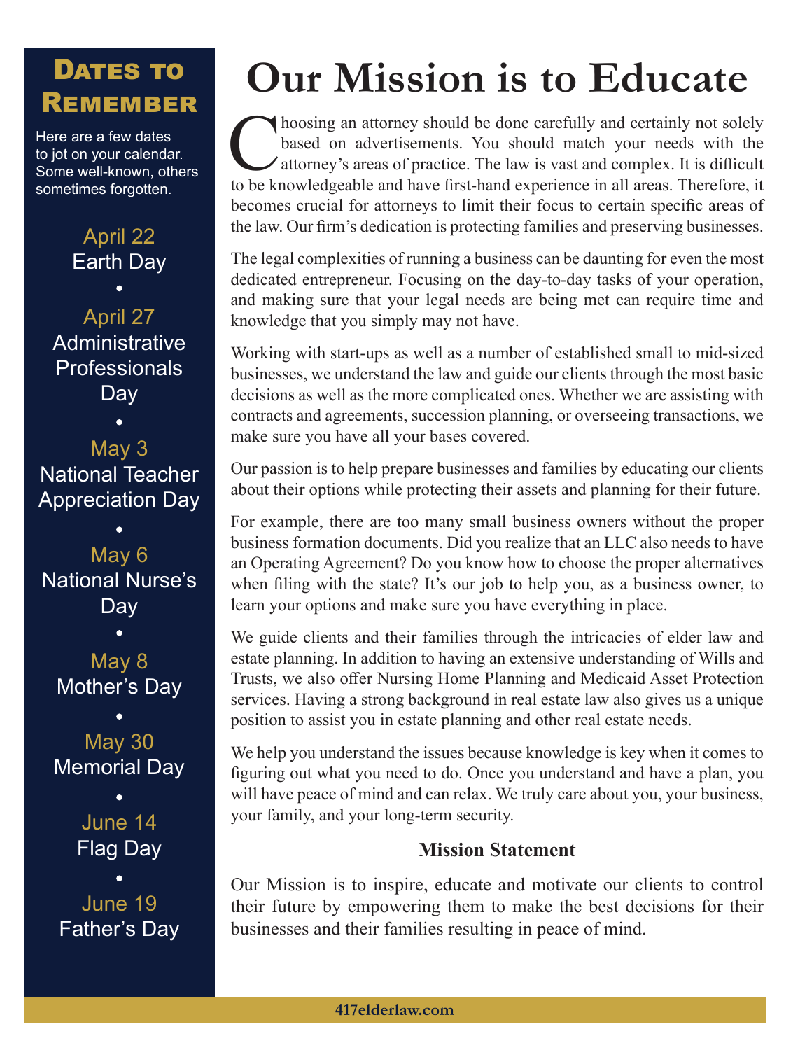# Our Mission is to Educate

Choosing an attorney should be done carefully and certainly not solely based on advertisements. You should match your needs with the attorney's areas of practice. The law is vast and complex. It is difficult to be knowledgeable and have first-hand experience in all areas. Therefore, it becomes crucial for attorneys to limit their focus to certain specific areas of the law. Our firm's dedication is protecting families and preserving businesses.

The legal complexities of running a business can be daunting for even the most dedicated entrepreneur. Focusing on the day-to-day tasks of your operation, and making sure that your legal needs are being met can require time and knowledge that you simply may not have.

Working with start-ups as well as a number of established small to mid-sized businesses, we understand the law and guide our clients through the most basic decisions as well as the more complicated ones. Whether we are assisting with contracts and agreements, succession planning, or overseeing transactions, we make sure you have all your bases covered.

Our passion is to help prepare businesses and families by educating our clients about their options while protecting their assets and planning for their future.

For example, there are too many small business owners without the proper business formation documents. Did you realize that an LLC also needs to have an Operating Agreement? Do you know how to choose the proper alternatives when filing with the state? It's our job to help you, as a business owner, to learn your options and make sure you have everything in place.

We guide clients and their families through the intricacies of elder law and estate planning. In addition to having an extensive understanding of Wills and Trusts, we also offer Nursing Home Planning and Medicaid Asset Protection services. Having a strong background in real estate law also gives us a unique position to assist you in estate planning and other real estate needs.

We help you understand the issues because knowledge is key when it comes to figuring out what you need to do. Once you understand and have a plan, you will have peace of mind and can relax. We truly care about you, your business, your family, and your long-term security.

**Mission Statement**

Our Mission is to inspire, educate and motivate our clients to control their future by empowering them to make the best decisions for their businesses and their families resulting in peace of mind.

## Dates to Remember

Here are a few dates to jot on your calendar. Some well-known, others sometimes forgotten.

April 22
Earth Day

•

April 27
Administrative Professionals Day

•

May 3
National Teacher Appreciation Day

•

May 6
National Nurse's Day

•

May 8
Mother's Day

•

May 30
Memorial Day

•

June 14
Flag Day

•

June 19
Father's Day

417elderlaw.com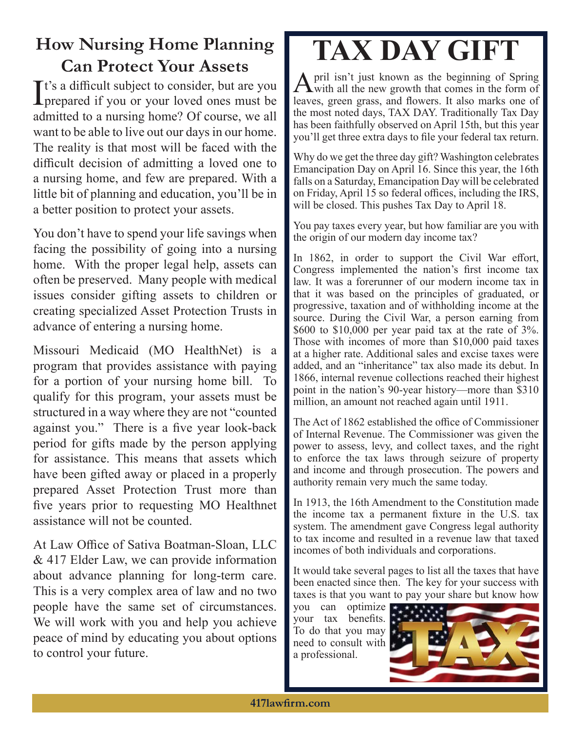## How Nursing Home Planning Can Protect Your Assets

It's a difficult subject to consider, but are you prepared if you or your loved ones must be admitted to a nursing home? Of course, we all want to be able to live out our days in our home. The reality is that most will be faced with the difficult decision of admitting a loved one to a nursing home, and few are prepared. With a little bit of planning and education, you'll be in a better position to protect your assets.

You don't have to spend your life savings when facing the possibility of going into a nursing home. With the proper legal help, assets can often be preserved. Many people with medical issues consider gifting assets to children or creating specialized Asset Protection Trusts in advance of entering a nursing home.

Missouri Medicaid (MO HealthNet) is a program that provides assistance with paying for a portion of your nursing home bill. To qualify for this program, your assets must be structured in a way where they are not "counted against you." There is a five year look-back period for gifts made by the person applying for assistance. This means that assets which have been gifted away or placed in a properly prepared Asset Protection Trust more than five years prior to requesting MO Healthnet assistance will not be counted.

At Law Office of Sativa Boatman-Sloan, LLC & 417 Elder Law, we can provide information about advance planning for long-term care. This is a very complex area of law and no two people have the same set of circumstances. We will work with you and help you achieve peace of mind by educating you about options to control your future.

# TAX DAY GIFT

April isn't just known as the beginning of Spring with all the new growth that comes in the form of leaves, green grass, and flowers. It also marks one of the most noted days, TAX DAY. Traditionally Tax Day has been faithfully observed on April 15th, but this year you'll get three extra days to file your federal tax return.

Why do we get the three day gift? Washington celebrates Emancipation Day on April 16. Since this year, the 16th falls on a Saturday, Emancipation Day will be celebrated on Friday, April 15 so federal offices, including the IRS, will be closed. This pushes Tax Day to April 18.

You pay taxes every year, but how familiar are you with the origin of our modern day income tax?

In 1862, in order to support the Civil War effort, Congress implemented the nation's first income tax law. It was a forerunner of our modern income tax in that it was based on the principles of graduated, or progressive, taxation and of withholding income at the source. During the Civil War, a person earning from $600 to $10,000 per year paid tax at the rate of 3%. Those with incomes of more than $10,000 paid taxes at a higher rate. Additional sales and excise taxes were added, and an "inheritance" tax also made its debut. In 1866, internal revenue collections reached their highest point in the nation's 90-year history—more than $310 million, an amount not reached again until 1911.

The Act of 1862 established the office of Commissioner of Internal Revenue. The Commissioner was given the power to assess, levy, and collect taxes, and the right to enforce the tax laws through seizure of property and income and through prosecution. The powers and authority remain very much the same today.

In 1913, the 16th Amendment to the Constitution made the income tax a permanent fixture in the U.S. tax system. The amendment gave Congress legal authority to tax income and resulted in a revenue law that taxed incomes of both individuals and corporations.

It would take several pages to list all the taxes that have been enacted since then. The key for your success with taxes is that you want to pay your share but know how you can optimize your tax benefits. To do that you may need to consult with a professional.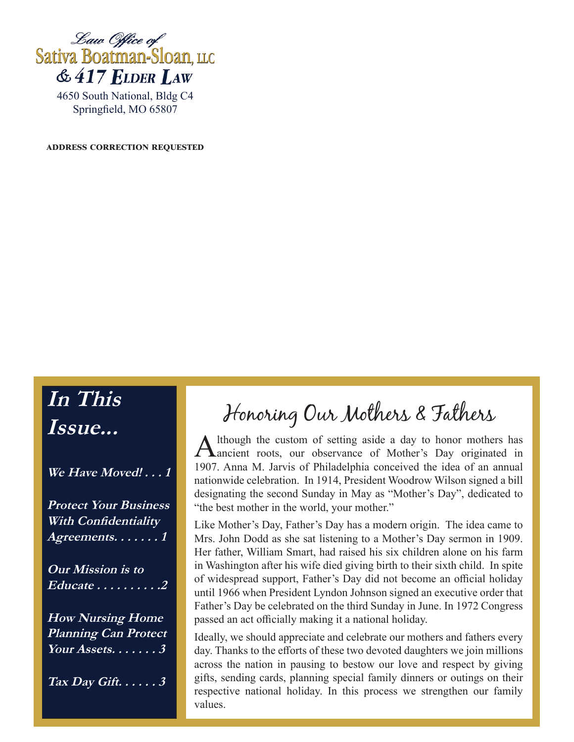Law Office of
Sativa Boatman-Sloan, LLC
& 417 Elder Law

4650 South National, Bldg C4
Springfield, MO 65807

**ADDRESS CORRECTION REQUESTED**

## *In This Issue...*

***We Have Moved! . . . 1***

***Protect Your Business With Confidentiality Agreements. . . . . . . 1***

***Our Mission is to Educate . . . . . . . . . .2***

***How Nursing Home Planning Can Protect Your Assets. . . . . . . 3***

***Tax Day Gift. . . . . . 3***

# Honoring Our Mothers & Fathers

Although the custom of setting aside a day to honor mothers has ancient roots, our observance of Mother's Day originated in 1907. Anna M. Jarvis of Philadelphia conceived the idea of an annual nationwide celebration. In 1914, President Woodrow Wilson signed a bill designating the second Sunday in May as "Mother's Day", dedicated to "the best mother in the world, your mother."

Like Mother's Day, Father's Day has a modern origin. The idea came to Mrs. John Dodd as she sat listening to a Mother's Day sermon in 1909. Her father, William Smart, had raised his six children alone on his farm in Washington after his wife died giving birth to their sixth child. In spite of widespread support, Father's Day did not become an official holiday until 1966 when President Lyndon Johnson signed an executive order that Father's Day be celebrated on the third Sunday in June. In 1972 Congress passed an act officially making it a national holiday.

Ideally, we should appreciate and celebrate our mothers and fathers every day. Thanks to the efforts of these two devoted daughters we join millions across the nation in pausing to bestow our love and respect by giving gifts, sending cards, planning special family dinners or outings on their respective national holiday. In this process we strengthen our family values.